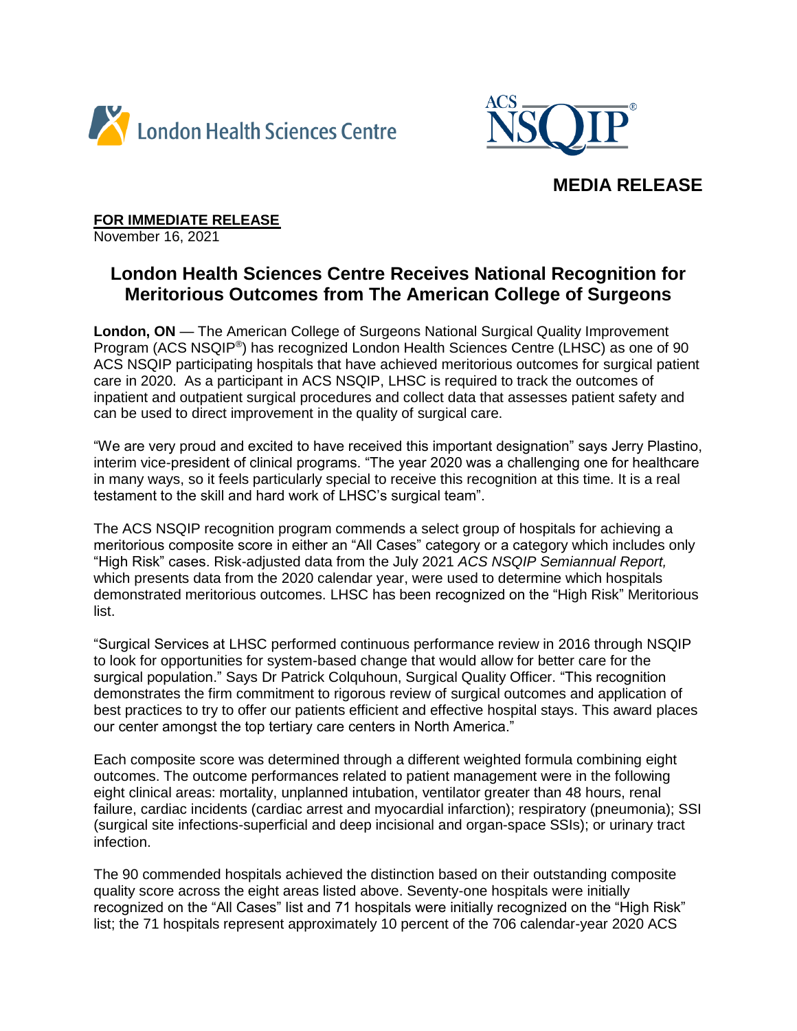# MEDIA RELEASE

**FOR IMMEDIATE RELEASE**
November 16, 2021

## London Health Sciences Centre Receives National Recognition for Meritorious Outcomes from The American College of Surgeons

**London, ON** — The American College of Surgeons National Surgical Quality Improvement Program (ACS NSQIP®) has recognized London Health Sciences Centre (LHSC) as one of 90 ACS NSQIP participating hospitals that have achieved meritorious outcomes for surgical patient care in 2020. As a participant in ACS NSQIP, LHSC is required to track the outcomes of inpatient and outpatient surgical procedures and collect data that assesses patient safety and can be used to direct improvement in the quality of surgical care.

"We are very proud and excited to have received this important designation" says Jerry Plastino, interim vice-president of clinical programs. "The year 2020 was a challenging one for healthcare in many ways, so it feels particularly special to receive this recognition at this time. It is a real testament to the skill and hard work of LHSC's surgical team".

The ACS NSQIP recognition program commends a select group of hospitals for achieving a meritorious composite score in either an "All Cases" category or a category which includes only "High Risk" cases. Risk-adjusted data from the July 2021 *ACS NSQIP Semiannual Report,* which presents data from the 2020 calendar year, were used to determine which hospitals demonstrated meritorious outcomes. LHSC has been recognized on the "High Risk" Meritorious list.

"Surgical Services at LHSC performed continuous performance review in 2016 through NSQIP to look for opportunities for system-based change that would allow for better care for the surgical population." Says Dr Patrick Colquhoun, Surgical Quality Officer. "This recognition demonstrates the firm commitment to rigorous review of surgical outcomes and application of best practices to try to offer our patients efficient and effective hospital stays. This award places our center amongst the top tertiary care centers in North America."

Each composite score was determined through a different weighted formula combining eight outcomes. The outcome performances related to patient management were in the following eight clinical areas: mortality, unplanned intubation, ventilator greater than 48 hours, renal failure, cardiac incidents (cardiac arrest and myocardial infarction); respiratory (pneumonia); SSI (surgical site infections-superficial and deep incisional and organ-space SSIs); or urinary tract infection.

The 90 commended hospitals achieved the distinction based on their outstanding composite quality score across the eight areas listed above. Seventy-one hospitals were initially recognized on the "All Cases" list and 71 hospitals were initially recognized on the "High Risk" list; the 71 hospitals represent approximately 10 percent of the 706 calendar-year 2020 ACS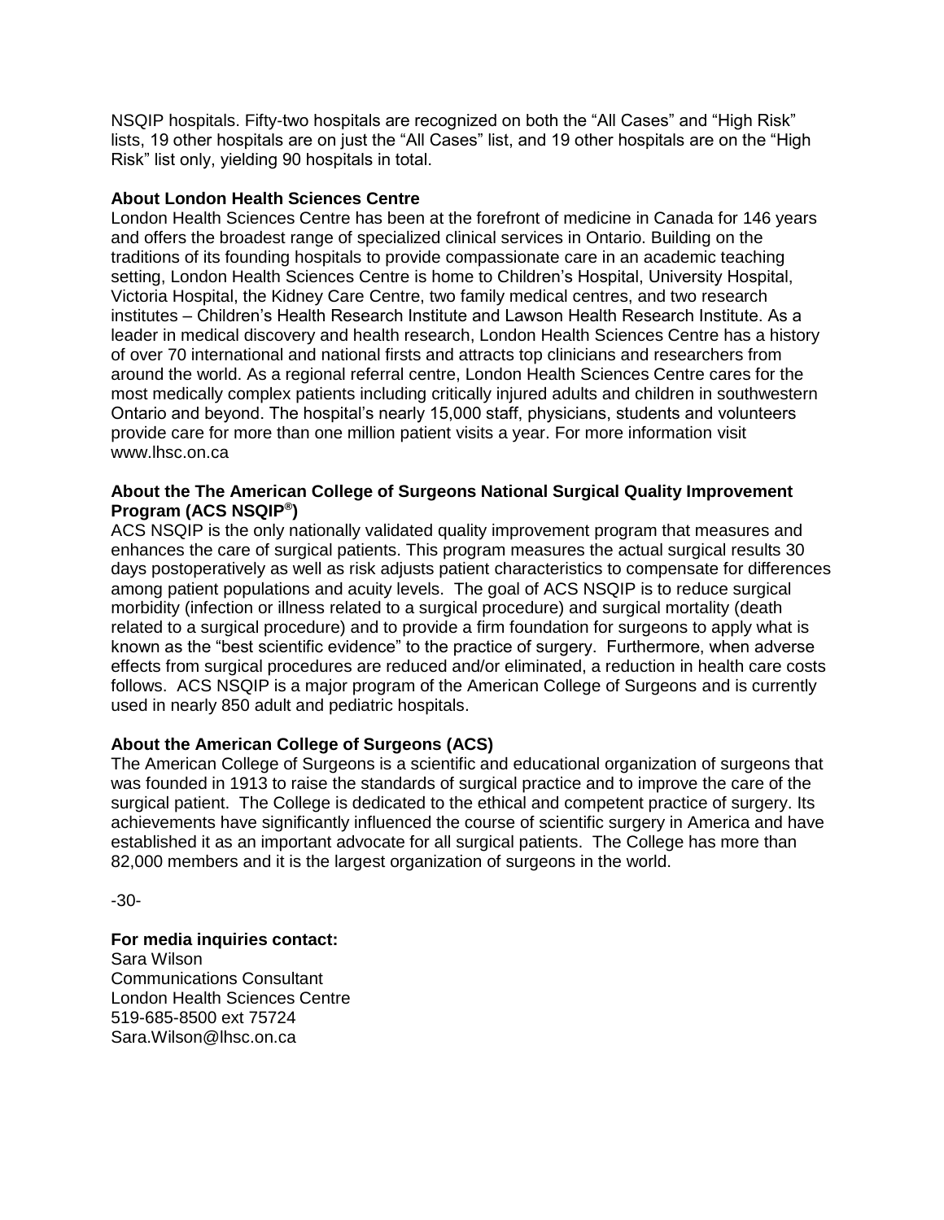NSQIP hospitals. Fifty-two hospitals are recognized on both the “All Cases” and “High Risk” lists, 19 other hospitals are on just the “All Cases” list, and 19 other hospitals are on the “High Risk” list only, yielding 90 hospitals in total.

**About London Health Sciences Centre**

London Health Sciences Centre has been at the forefront of medicine in Canada for 146 years and offers the broadest range of specialized clinical services in Ontario. Building on the traditions of its founding hospitals to provide compassionate care in an academic teaching setting, London Health Sciences Centre is home to Children’s Hospital, University Hospital, Victoria Hospital, the Kidney Care Centre, two family medical centres, and two research institutes – Children’s Health Research Institute and Lawson Health Research Institute. As a leader in medical discovery and health research, London Health Sciences Centre has a history of over 70 international and national firsts and attracts top clinicians and researchers from around the world. As a regional referral centre, London Health Sciences Centre cares for the most medically complex patients including critically injured adults and children in southwestern Ontario and beyond. The hospital’s nearly 15,000 staff, physicians, students and volunteers provide care for more than one million patient visits a year. For more information visit www.lhsc.on.ca

**About the The American College of Surgeons National Surgical Quality Improvement Program (ACS NSQIP®)**

ACS NSQIP is the only nationally validated quality improvement program that measures and enhances the care of surgical patients. This program measures the actual surgical results 30 days postoperatively as well as risk adjusts patient characteristics to compensate for differences among patient populations and acuity levels. The goal of ACS NSQIP is to reduce surgical morbidity (infection or illness related to a surgical procedure) and surgical mortality (death related to a surgical procedure) and to provide a firm foundation for surgeons to apply what is known as the “best scientific evidence” to the practice of surgery. Furthermore, when adverse effects from surgical procedures are reduced and/or eliminated, a reduction in health care costs follows. ACS NSQIP is a major program of the American College of Surgeons and is currently used in nearly 850 adult and pediatric hospitals.

**About the American College of Surgeons (ACS)**

The American College of Surgeons is a scientific and educational organization of surgeons that was founded in 1913 to raise the standards of surgical practice and to improve the care of the surgical patient. The College is dedicated to the ethical and competent practice of surgery. Its achievements have significantly influenced the course of scientific surgery in America and have established it as an important advocate for all surgical patients. The College has more than 82,000 members and it is the largest organization of surgeons in the world.

-30-

**For media inquiries contact:**

Sara Wilson
Communications Consultant
London Health Sciences Centre
519-685-8500 ext 75724
Sara.Wilson@lhsc.on.ca